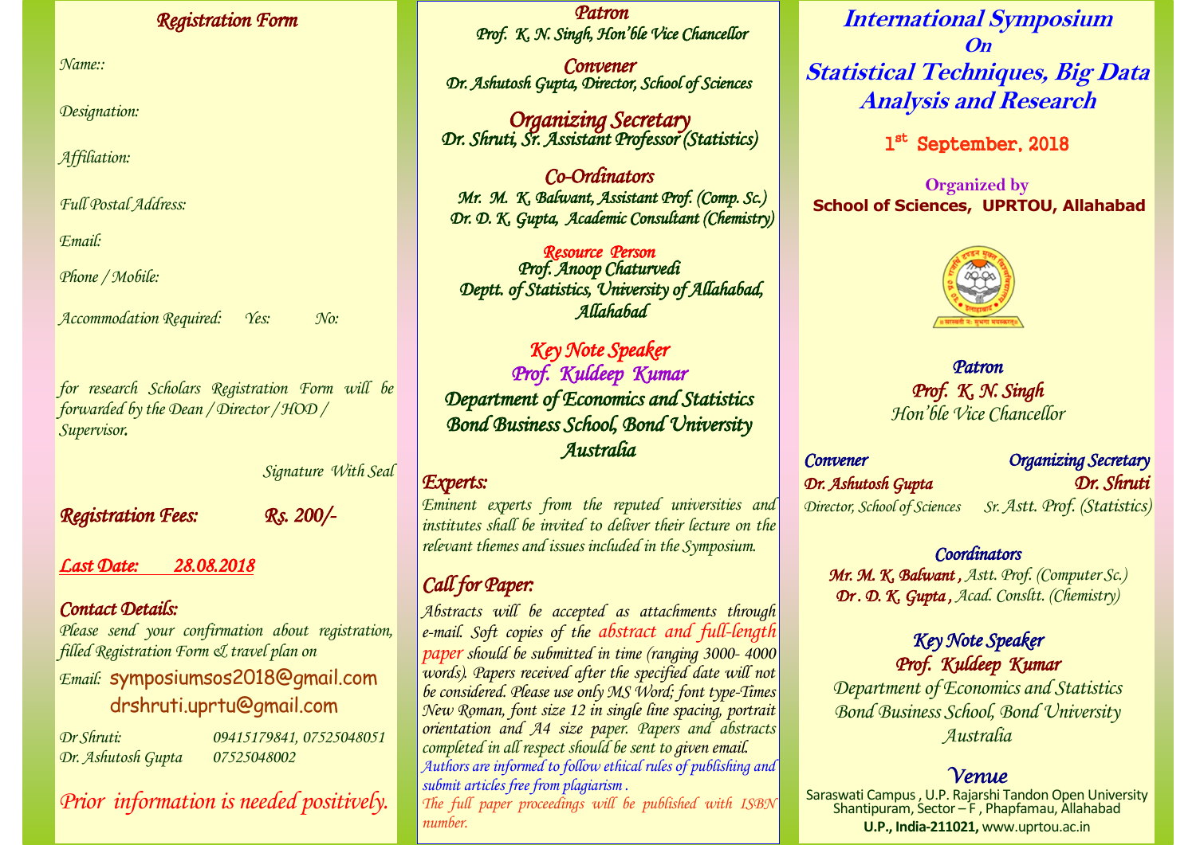## Registration Form

*Name::*

*Designation:*

*Affiliation:*

*Full Postal Address:*

*Email:*

*Phone / Mobile:*

*Accommodation Required: Yes: No:*

*for research Scholars Registration Form will be forwarded by the Dean / Director / HOD / Supervisor.*

*Signature With Seal*

***Registration Fees: Rs. 200/-***

***Last Date: 28.08.2018***

### Contact Details:

*Please send your confirmation about registration, filled Registration Form & travel plan on*

*Email:* symposiumsos2018@gmail.com
drshruti.uprtu@gmail.com

| | |
|---|---|
| *Dr Shruti:* | *09415179841, 07525048051* |
| *Dr. Ashutosh Gupta* | *07525048002* |

*Prior information is needed positively.*

---

***Patron***
*Prof. K. N. Singh, Hon'ble Vice Chancellor*

***Convener***
*Dr. Ashutosh Gupta, Director, School of Sciences*

***Organizing Secretary***
*Dr. Shruti, Sr. Assistant Professor (Statistics)*

***Co-Ordinators***
*Mr. M. K. Balwant, Assistant Prof. (Comp. Sc.)*
*Dr. D. K. Gupta, Academic Consultant (Chemistry)*

***Resource Person***
*Prof. Anoop Chaturvedi*
*Deptt. of Statistics, University of Allahabad, Allahabad*

***Key Note Speaker***
***Prof. Kuldeep Kumar***
***Department of Economics and Statistics***
***Bond Business School, Bond University***
***Australia***

### Experts:

*Eminent experts from the reputed universities and institutes shall be invited to deliver their lecture on the relevant themes and issues included in the Symposium.*

### Call for Paper:

*Abstracts will be accepted as attachments through e-mail. Soft copies of the abstract and full-length paper should be submitted in time (ranging 3000- 4000 words). Papers received after the specified date will not be considered. Please use only MS Word; font type-Times New Roman, font size 12 in single line spacing, portrait orientation and A4 size paper. Papers and abstracts completed in all respect should be sent to given email.*

*Authors are informed to follow ethical rules of publishing and submit articles free from plagiarism .*

*The full paper proceedings will be published with ISBN number.*

---

# International Symposium On Statistical Techniques, Big Data Analysis and Research

**1st September, 2018**

**Organized by**
**School of Sciences, UPRTOU, Allahabad**

***Patron***
***Prof. K. N. Singh***
*Hon'ble Vice Chancellor*

***Convener***
***Dr. Ashutosh Gupta***
*Director, School of Sciences*

***Organizing Secretary***
***Dr. Shruti***
*Sr. Astt. Prof. (Statistics)*

***Coordinators***
***Mr. M. K. Balwant ,*** *Astt. Prof. (Computer Sc.)*
***Dr . D. K. Gupta ,*** *Acad. Consltt. (Chemistry)*

***Key Note Speaker***
***Prof. Kuldeep Kumar***
*Department of Economics and Statistics*
*Bond Business School, Bond University*
*Australia*

### Venue

Saraswati Campus , U.P. Rajarshi Tandon Open University
Shantipuram, Sector – F , Phapfamau, Allahabad
**U.P., India-211021,** www.uprtou.ac.in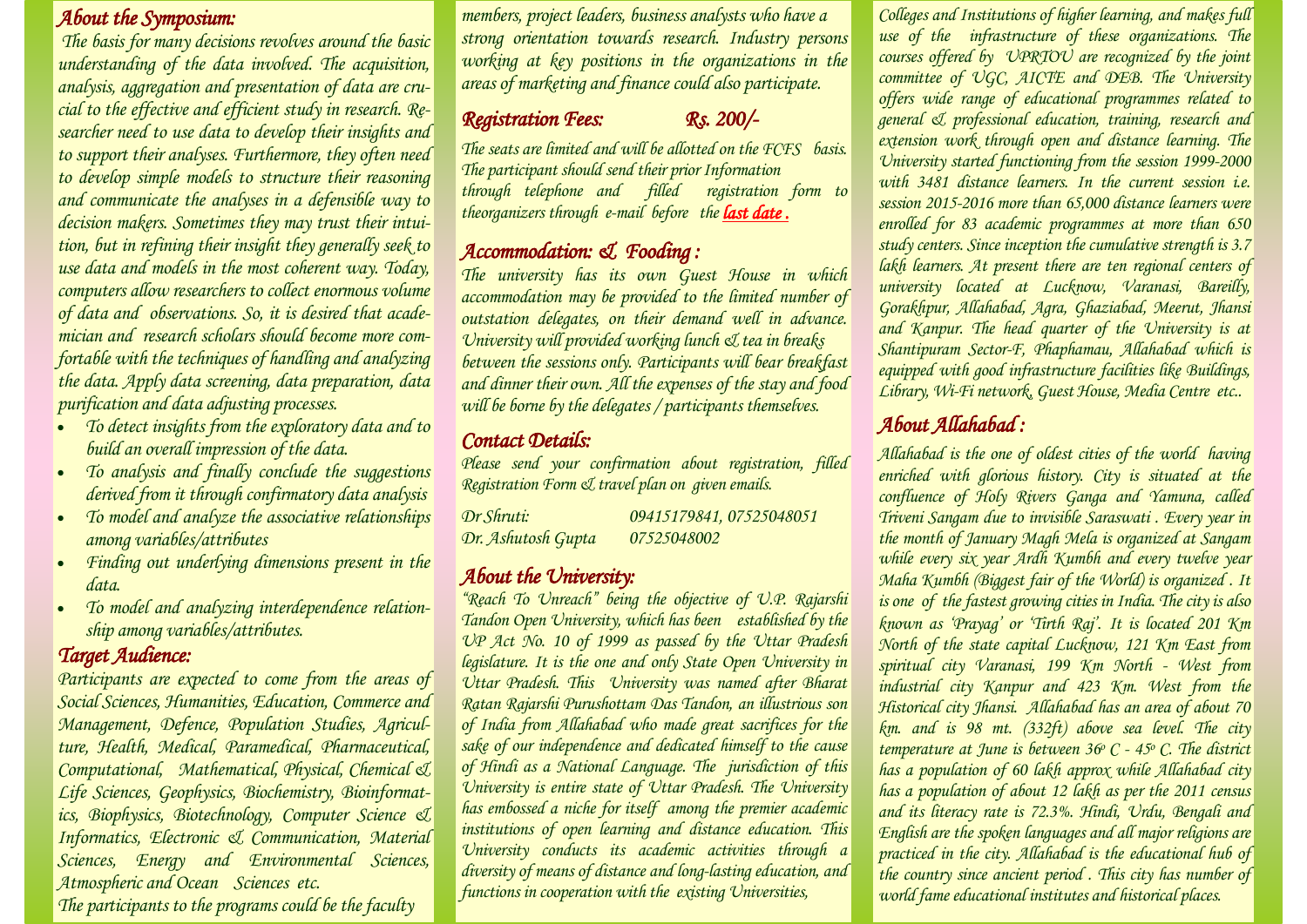## About the Symposium:

The basis for many decisions revolves around the basic understanding of the data involved. The acquisition, analysis, aggregation and presentation of data are crucial to the effective and efficient study in research. Researcher need to use data to develop their insights and to support their analyses. Furthermore, they often need to develop simple models to structure their reasoning and communicate the analyses in a defensible way to decision makers. Sometimes they may trust their intuition, but in refining their insight they generally seek to use data and models in the most coherent way. Today, computers allow researchers to collect enormous volume of data and observations. So, it is desired that academician and research scholars should become more comfortable with the techniques of handling and analyzing the data. Apply data screening, data preparation, data purification and data adjusting processes.

- To detect insights from the exploratory data and to build an overall impression of the data.
- To analysis and finally conclude the suggestions derived from it through confirmatory data analysis
- To model and analyze the associative relationships among variables/attributes
- Finding out underlying dimensions present in the data.
- To model and analyzing interdependence relationship among variables/attributes.

## Target Audience:

Participants are expected to come from the areas of Social Sciences, Humanities, Education, Commerce and Management, Defence, Population Studies, Agriculture, Health, Medical, Paramedical, Pharmaceutical, Computational, Mathematical, Physical, Chemical & Life Sciences, Geophysics, Biochemistry, Bioinformatics, Biophysics, Biotechnology, Computer Science & Informatics, Electronic & Communication, Material Sciences, Energy and Environmental Sciences, Atmospheric and Ocean Sciences etc.

The participants to the programs could be the faculty members, project leaders, business analysts who have a strong orientation towards research. Industry persons working at key positions in the organizations in the areas of marketing and finance could also participate.

## Registration Fees: Rs. 200/-

The seats are limited and will be allotted on the FCFS basis. The participant should send their prior Information through telephone and filled registration form to theorganizers through e-mail before the **last date .**

## Accommodation: & Fooding :

The university has its own Guest House in which accommodation may be provided to the limited number of outstation delegates, on their demand well in advance. University will provided working lunch & tea in breaks between the sessions only. Participants will bear breakfast and dinner their own. All the expenses of the stay and food will be borne by the delegates / participants themselves.

## Contact Details:

Please send your confirmation about registration, filled Registration Form & travel plan on given emails.

Dr Shruti: 09415179841, 07525048051

Dr. Ashutosh Gupta 07525048002

## About the University:

"Reach To Unreach" being the objective of U.P. Rajarshi Tandon Open University, which has been established by the UP Act No. 10 of 1999 as passed by the Uttar Pradesh legislature. It is the one and only State Open University in Uttar Pradesh. This University was named after Bharat Ratan Rajarshi Purushottam Das Tandon, an illustrious son of India from Allahabad who made great sacrifices for the sake of our independence and dedicated himself to the cause of Hindi as a National Language. The jurisdiction of this University is entire state of Uttar Pradesh. The University has embossed a niche for itself among the premier academic institutions of open learning and distance education. This University conducts its academic activities through a diversity of means of distance and long-lasting education, and functions in cooperation with the existing Universities, Colleges and Institutions of higher learning, and makes full use of the infrastructure of these organizations. The courses offered by UPRTOU are recognized by the joint committee of UGC, AICTE and DEB. The University offers wide range of educational programmes related to general & professional education, training, research and extension work through open and distance learning. The University started functioning from the session 1999-2000 with 3481 distance learners. In the current session i.e. session 2015-2016 more than 65,000 distance learners were enrolled for 83 academic programmes at more than 650 study centers. Since inception the cumulative strength is 3.7 lakh learners. At present there are ten regional centers of university located at Lucknow, Varanasi, Bareilly, Gorakhpur, Allahabad, Agra, Ghaziabad, Meerut, Jhansi and Kanpur. The head quarter of the University is at Shantipuram Sector-F, Phaphamau, Allahabad which is equipped with good infrastructure facilities like Buildings, Library, Wi-Fi network, Guest House, Media Centre etc..

## About Allahabad :

Allahabad is the one of oldest cities of the world having enriched with glorious history. City is situated at the confluence of Holy Rivers Ganga and Yamuna, called Triveni Sangam due to invisible Saraswati . Every year in the month of January Magh Mela is organized at Sangam while every six year Ardh Kumbh and every twelve year Maha Kumbh (Biggest fair of the World) is organized . It is one of the fastest growing cities in India. The city is also known as 'Prayag' or 'Tirth Raj'. It is located 201 Km North of the state capital Lucknow, 121 Km East from spiritual city Varanasi, 199 Km North - West from industrial city Kanpur and 423 Km. West from the Historical city Jhansi. Allahabad has an area of about 70 km. and is 98 mt. (332ft) above sea level. The city temperature at June is between 36° C - 45° C. The district has a population of 60 lakh approx while Allahabad city has a population of about 12 lakh as per the 2011 census and its literacy rate is 72.3%. Hindi, Urdu, Bengali and English are the spoken languages and all major religions are practiced in the city. Allahabad is the educational hub of the country since ancient period . This city has number of world fame educational institutes and historical places.